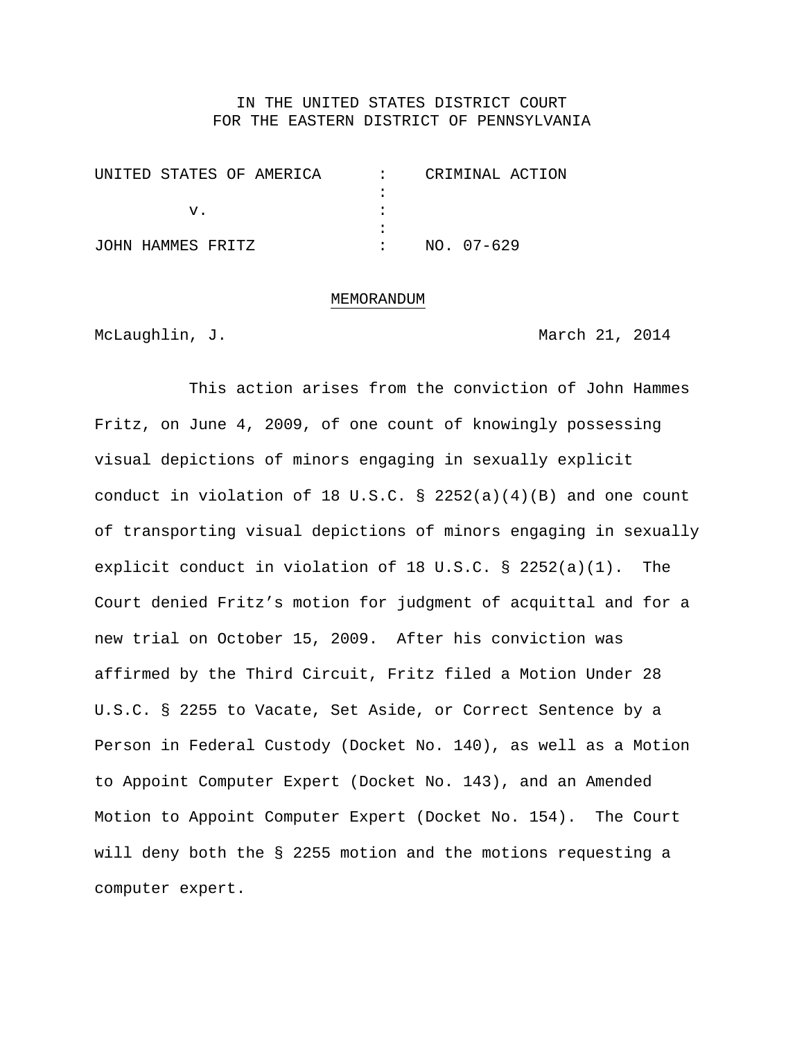IN THE UNITED STATES DISTRICT COURT
FOR THE EASTERN DISTRICT OF PENNSYLVANIA

| | | |
|---|---|---|
| UNITED STATES OF AMERICA | : | CRIMINAL ACTION |
| | : | |
| v. | : | |
| | : | |
| JOHN HAMMES FRITZ | : | NO. 07-629 |

MEMORANDUM

McLaughlin, J. March 21, 2014

This action arises from the conviction of John Hammes Fritz, on June 4, 2009, of one count of knowingly possessing visual depictions of minors engaging in sexually explicit conduct in violation of 18 U.S.C. § 2252(a)(4)(B) and one count of transporting visual depictions of minors engaging in sexually explicit conduct in violation of 18 U.S.C. § 2252(a)(1). The Court denied Fritz's motion for judgment of acquittal and for a new trial on October 15, 2009. After his conviction was affirmed by the Third Circuit, Fritz filed a Motion Under 28 U.S.C. § 2255 to Vacate, Set Aside, or Correct Sentence by a Person in Federal Custody (Docket No. 140), as well as a Motion to Appoint Computer Expert (Docket No. 143), and an Amended Motion to Appoint Computer Expert (Docket No. 154). The Court will deny both the § 2255 motion and the motions requesting a computer expert.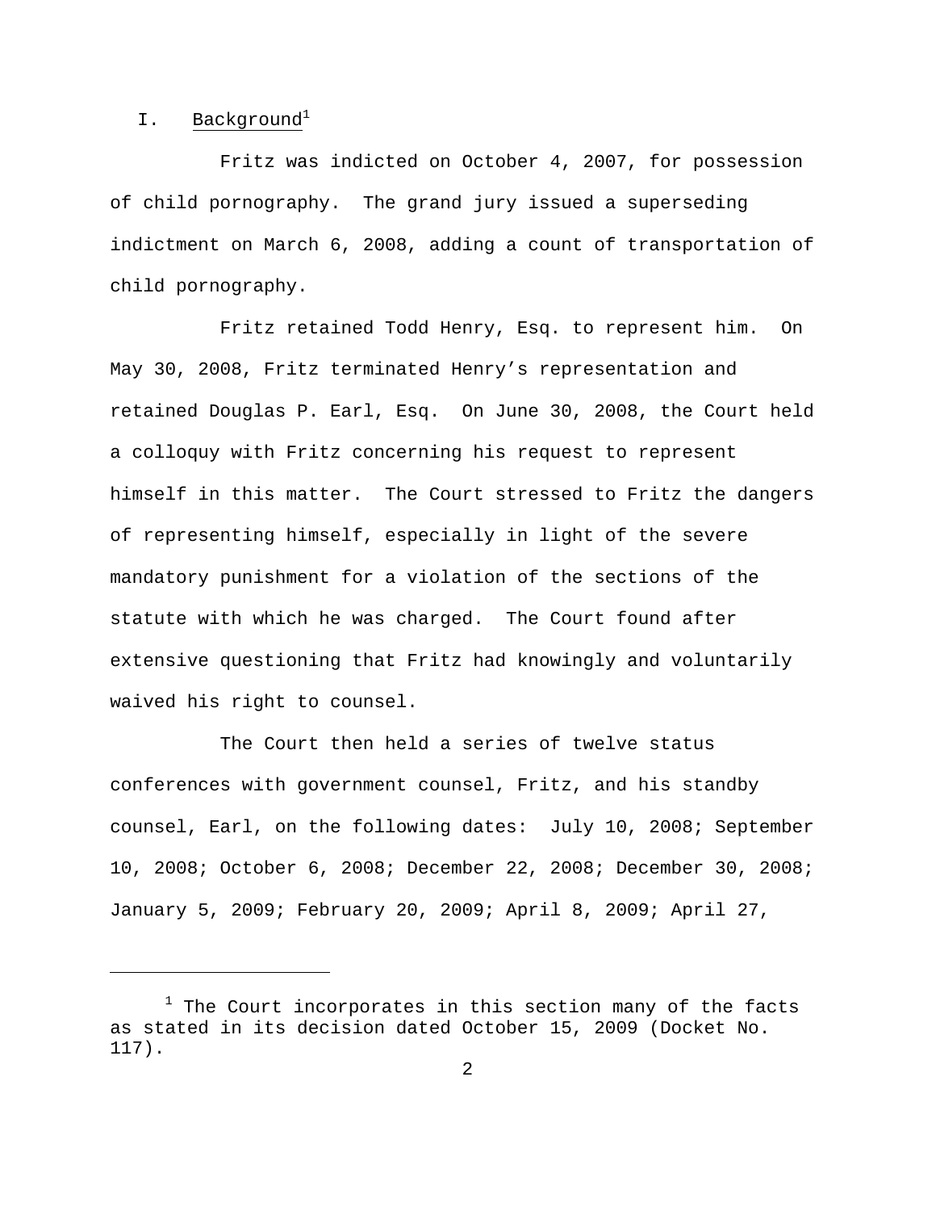## I. Background[1]

Fritz was indicted on October 4, 2007, for possession of child pornography. The grand jury issued a superseding indictment on March 6, 2008, adding a count of transportation of child pornography.

Fritz retained Todd Henry, Esq. to represent him. On May 30, 2008, Fritz terminated Henry's representation and retained Douglas P. Earl, Esq. On June 30, 2008, the Court held a colloquy with Fritz concerning his request to represent himself in this matter. The Court stressed to Fritz the dangers of representing himself, especially in light of the severe mandatory punishment for a violation of the sections of the statute with which he was charged. The Court found after extensive questioning that Fritz had knowingly and voluntarily waived his right to counsel.

The Court then held a series of twelve status conferences with government counsel, Fritz, and his standby counsel, Earl, on the following dates: July 10, 2008; September 10, 2008; October 6, 2008; December 22, 2008; December 30, 2008; January 5, 2009; February 20, 2009; April 8, 2009; April 27,

[1] The Court incorporates in this section many of the facts as stated in its decision dated October 15, 2009 (Docket No. 117).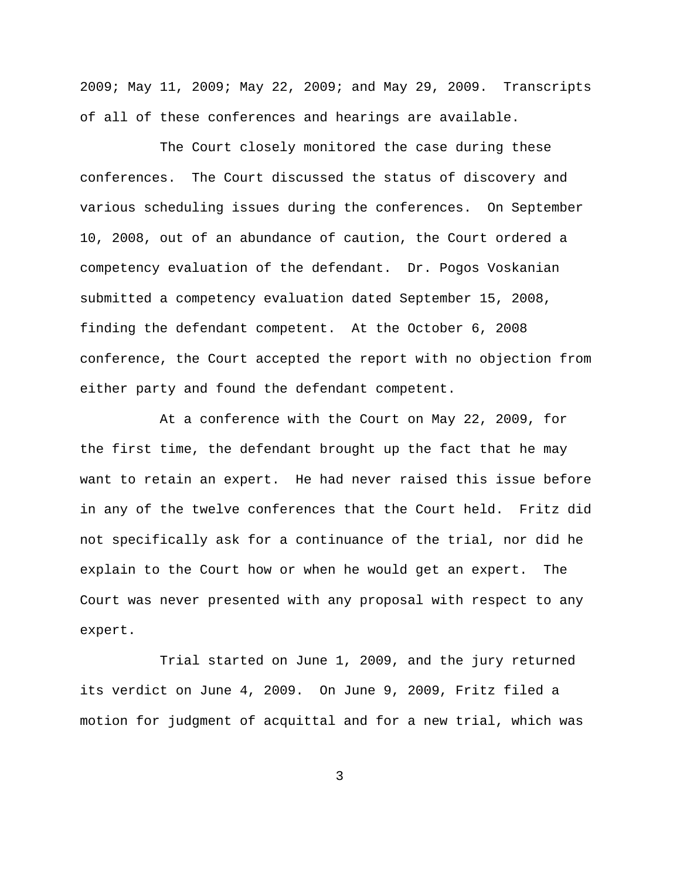2009; May 11, 2009; May 22, 2009; and May 29, 2009. Transcripts of all of these conferences and hearings are available.

The Court closely monitored the case during these conferences. The Court discussed the status of discovery and various scheduling issues during the conferences. On September 10, 2008, out of an abundance of caution, the Court ordered a competency evaluation of the defendant. Dr. Pogos Voskanian submitted a competency evaluation dated September 15, 2008, finding the defendant competent. At the October 6, 2008 conference, the Court accepted the report with no objection from either party and found the defendant competent.

At a conference with the Court on May 22, 2009, for the first time, the defendant brought up the fact that he may want to retain an expert. He had never raised this issue before in any of the twelve conferences that the Court held. Fritz did not specifically ask for a continuance of the trial, nor did he explain to the Court how or when he would get an expert. The Court was never presented with any proposal with respect to any expert.

Trial started on June 1, 2009, and the jury returned its verdict on June 4, 2009. On June 9, 2009, Fritz filed a motion for judgment of acquittal and for a new trial, which was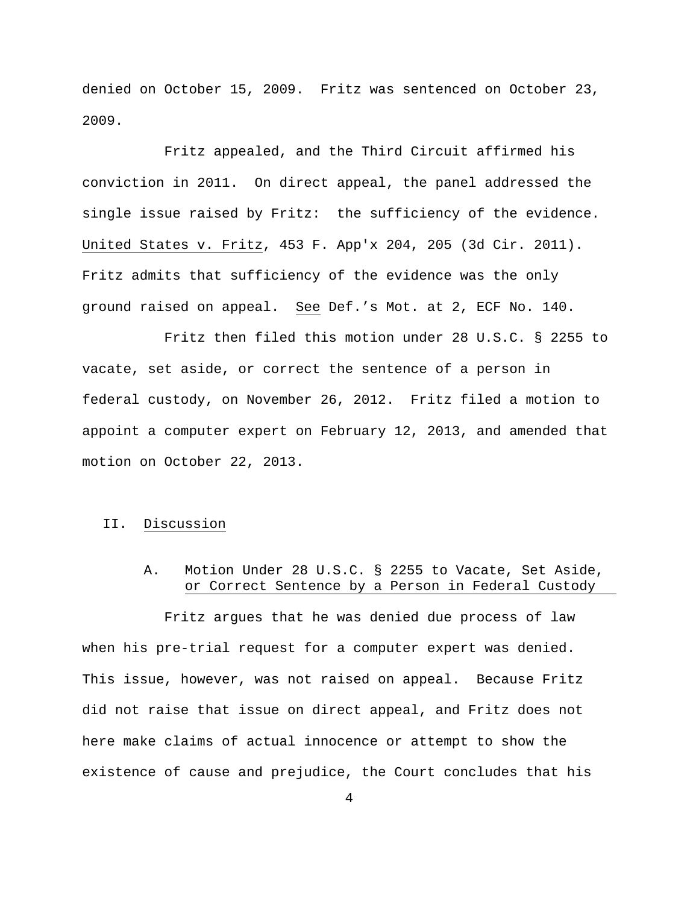denied on October 15, 2009. Fritz was sentenced on October 23, 2009.

Fritz appealed, and the Third Circuit affirmed his conviction in 2011. On direct appeal, the panel addressed the single issue raised by Fritz: the sufficiency of the evidence. United States v. Fritz, 453 F. App'x 204, 205 (3d Cir. 2011). Fritz admits that sufficiency of the evidence was the only ground raised on appeal. See Def.'s Mot. at 2, ECF No. 140.

Fritz then filed this motion under 28 U.S.C. § 2255 to vacate, set aside, or correct the sentence of a person in federal custody, on November 26, 2012. Fritz filed a motion to appoint a computer expert on February 12, 2013, and amended that motion on October 22, 2013.

## II. Discussion

### A. Motion Under 28 U.S.C. § 2255 to Vacate, Set Aside, or Correct Sentence by a Person in Federal Custody

Fritz argues that he was denied due process of law when his pre-trial request for a computer expert was denied. This issue, however, was not raised on appeal. Because Fritz did not raise that issue on direct appeal, and Fritz does not here make claims of actual innocence or attempt to show the existence of cause and prejudice, the Court concludes that his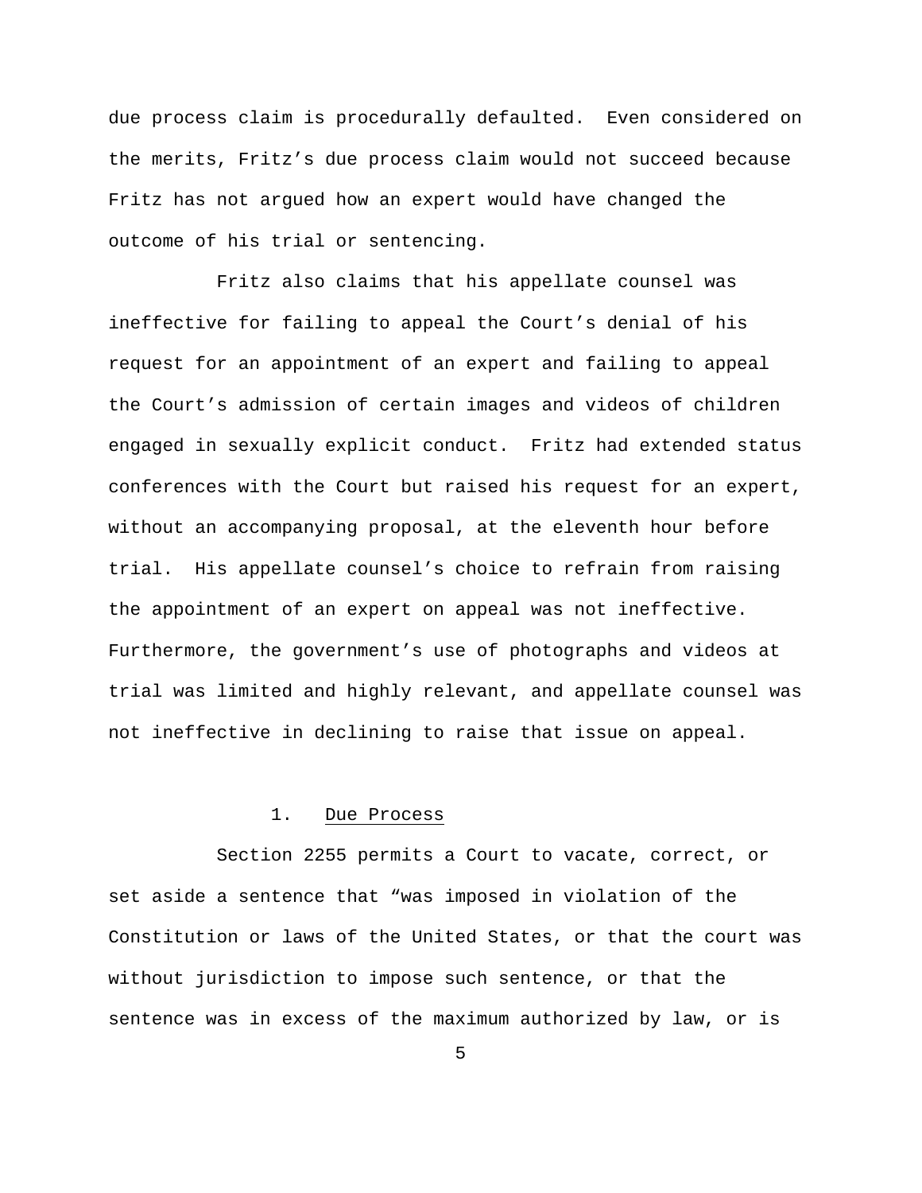due process claim is procedurally defaulted. Even considered on the merits, Fritz's due process claim would not succeed because Fritz has not argued how an expert would have changed the outcome of his trial or sentencing.

Fritz also claims that his appellate counsel was ineffective for failing to appeal the Court's denial of his request for an appointment of an expert and failing to appeal the Court's admission of certain images and videos of children engaged in sexually explicit conduct. Fritz had extended status conferences with the Court but raised his request for an expert, without an accompanying proposal, at the eleventh hour before trial. His appellate counsel's choice to refrain from raising the appointment of an expert on appeal was not ineffective. Furthermore, the government's use of photographs and videos at trial was limited and highly relevant, and appellate counsel was not ineffective in declining to raise that issue on appeal.

1. <u>Due Process</u>

Section 2255 permits a Court to vacate, correct, or set aside a sentence that "was imposed in violation of the Constitution or laws of the United States, or that the court was without jurisdiction to impose such sentence, or that the sentence was in excess of the maximum authorized by law, or is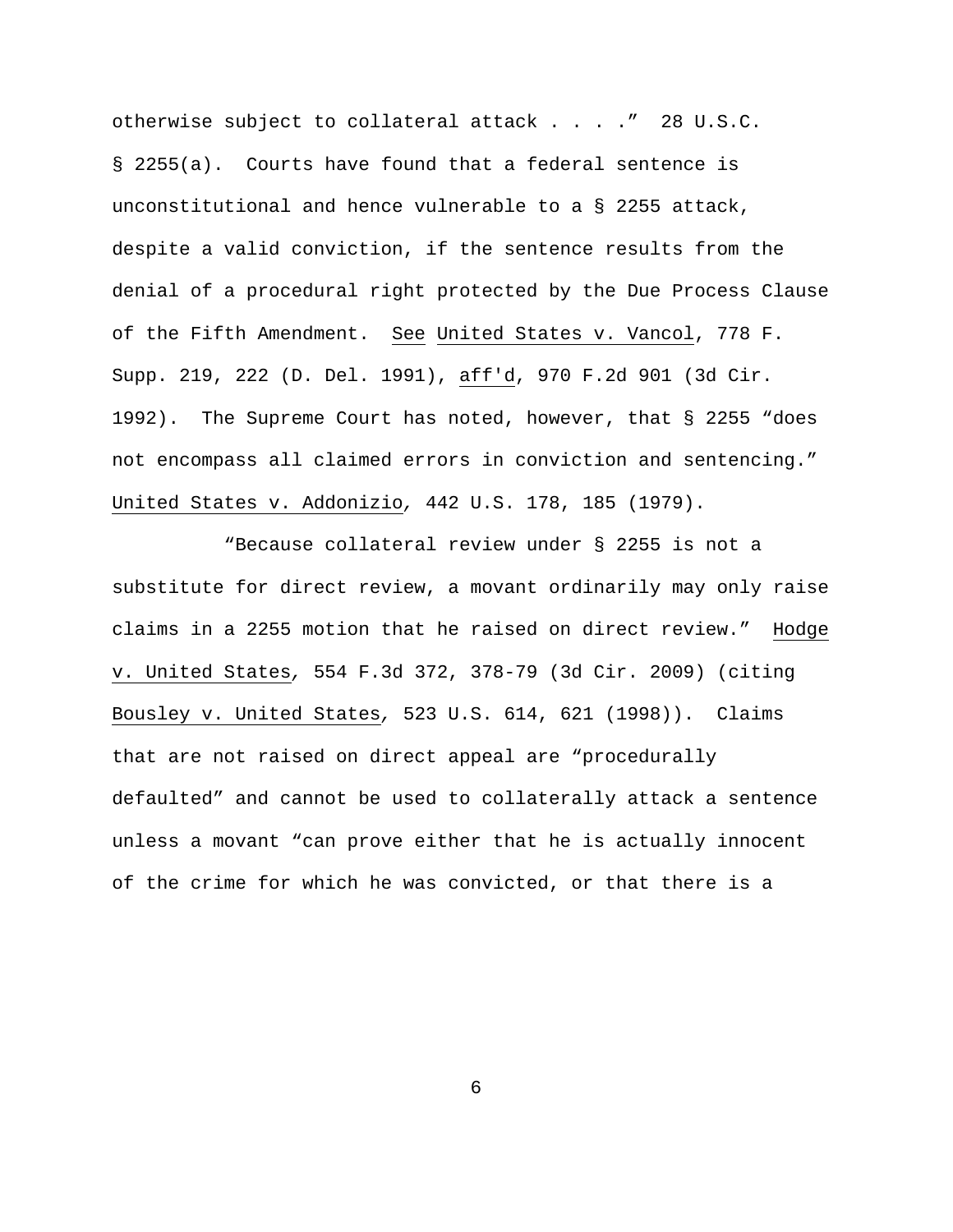otherwise subject to collateral attack . . . ." 28 U.S.C. § 2255(a). Courts have found that a federal sentence is unconstitutional and hence vulnerable to a § 2255 attack, despite a valid conviction, if the sentence results from the denial of a procedural right protected by the Due Process Clause of the Fifth Amendment. See United States v. Vancol, 778 F. Supp. 219, 222 (D. Del. 1991), aff'd, 970 F.2d 901 (3d Cir. 1992). The Supreme Court has noted, however, that § 2255 "does not encompass all claimed errors in conviction and sentencing." United States v. Addonizio, 442 U.S. 178, 185 (1979).

"Because collateral review under § 2255 is not a substitute for direct review, a movant ordinarily may only raise claims in a 2255 motion that he raised on direct review." Hodge v. United States, 554 F.3d 372, 378-79 (3d Cir. 2009) (citing Bousley v. United States, 523 U.S. 614, 621 (1998)). Claims that are not raised on direct appeal are "procedurally defaulted" and cannot be used to collaterally attack a sentence unless a movant "can prove either that he is actually innocent of the crime for which he was convicted, or that there is a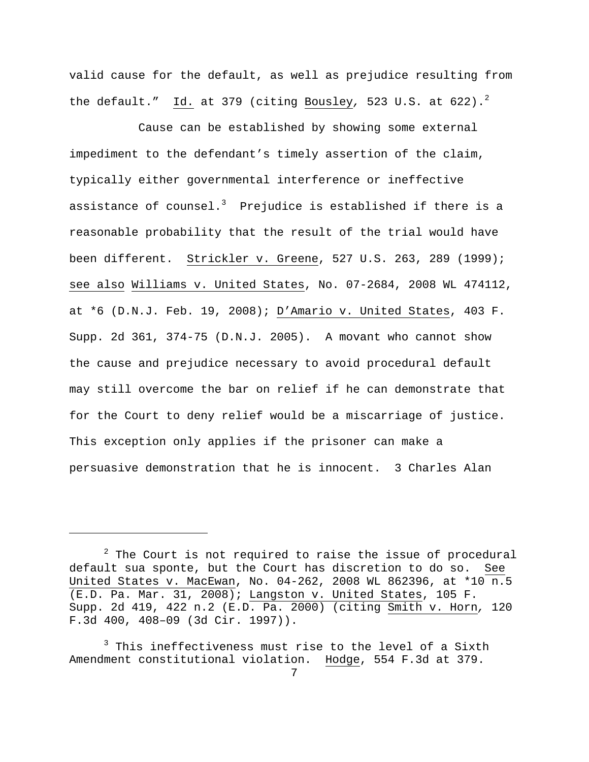valid cause for the default, as well as prejudice resulting from the default." Id. at 379 (citing Bousley, 523 U.S. at 622).[2]

Cause can be established by showing some external impediment to the defendant's timely assertion of the claim, typically either governmental interference or ineffective assistance of counsel.[3] Prejudice is established if there is a reasonable probability that the result of the trial would have been different. Strickler v. Greene, 527 U.S. 263, 289 (1999); see also Williams v. United States, No. 07-2684, 2008 WL 474112, at *6 (D.N.J. Feb. 19, 2008); D'Amario v. United States, 403 F. Supp. 2d 361, 374-75 (D.N.J. 2005). A movant who cannot show the cause and prejudice necessary to avoid procedural default may still overcome the bar on relief if he can demonstrate that for the Court to deny relief would be a miscarriage of justice. This exception only applies if the prisoner can make a persuasive demonstration that he is innocent. 3 Charles Alan

---

[2] The Court is not required to raise the issue of procedural default sua sponte, but the Court has discretion to do so. See United States v. MacEwan, No. 04-262, 2008 WL 862396, at *10 n.5 (E.D. Pa. Mar. 31, 2008); Langston v. United States, 105 F. Supp. 2d 419, 422 n.2 (E.D. Pa. 2000) (citing Smith v. Horn, 120 F.3d 400, 408–09 (3d Cir. 1997)).

[3] This ineffectiveness must rise to the level of a Sixth Amendment constitutional violation. Hodge, 554 F.3d at 379.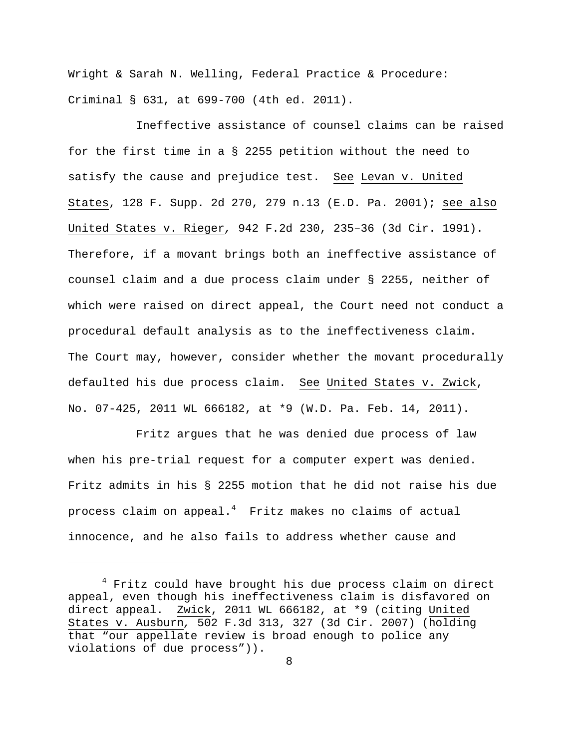Wright & Sarah N. Welling, Federal Practice & Procedure: Criminal § 631, at 699-700 (4th ed. 2011).

Ineffective assistance of counsel claims can be raised for the first time in a § 2255 petition without the need to satisfy the cause and prejudice test. See Levan v. United States, 128 F. Supp. 2d 270, 279 n.13 (E.D. Pa. 2001); see also United States v. Rieger, 942 F.2d 230, 235–36 (3d Cir. 1991). Therefore, if a movant brings both an ineffective assistance of counsel claim and a due process claim under § 2255, neither of which were raised on direct appeal, the Court need not conduct a procedural default analysis as to the ineffectiveness claim. The Court may, however, consider whether the movant procedurally defaulted his due process claim. See United States v. Zwick, No. 07-425, 2011 WL 666182, at *9 (W.D. Pa. Feb. 14, 2011).

Fritz argues that he was denied due process of law when his pre-trial request for a computer expert was denied. Fritz admits in his § 2255 motion that he did not raise his due process claim on appeal.[4] Fritz makes no claims of actual innocence, and he also fails to address whether cause and

---

[4] Fritz could have brought his due process claim on direct appeal, even though his ineffectiveness claim is disfavored on direct appeal. Zwick, 2011 WL 666182, at *9 (citing United States v. Ausburn, 502 F.3d 313, 327 (3d Cir. 2007) (holding that "our appellate review is broad enough to police any violations of due process")).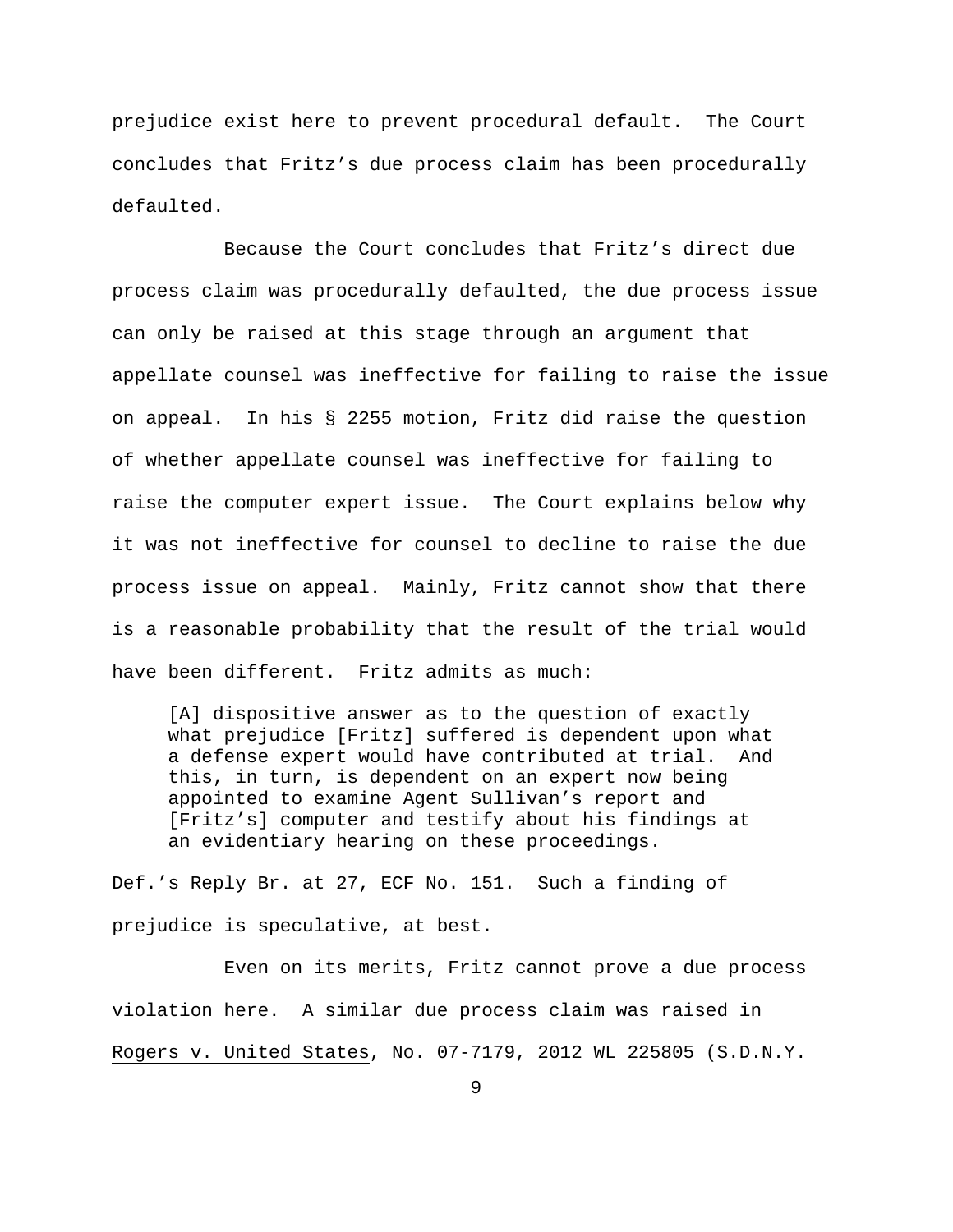prejudice exist here to prevent procedural default. The Court concludes that Fritz's due process claim has been procedurally defaulted.

Because the Court concludes that Fritz's direct due process claim was procedurally defaulted, the due process issue can only be raised at this stage through an argument that appellate counsel was ineffective for failing to raise the issue on appeal. In his § 2255 motion, Fritz did raise the question of whether appellate counsel was ineffective for failing to raise the computer expert issue. The Court explains below why it was not ineffective for counsel to decline to raise the due process issue on appeal. Mainly, Fritz cannot show that there is a reasonable probability that the result of the trial would have been different. Fritz admits as much:

> [A] dispositive answer as to the question of exactly what prejudice [Fritz] suffered is dependent upon what a defense expert would have contributed at trial. And this, in turn, is dependent on an expert now being appointed to examine Agent Sullivan's report and [Fritz's] computer and testify about his findings at an evidentiary hearing on these proceedings.

Def.'s Reply Br. at 27, ECF No. 151. Such a finding of prejudice is speculative, at best.

Even on its merits, Fritz cannot prove a due process violation here. A similar due process claim was raised in Rogers v. United States, No. 07-7179, 2012 WL 225805 (S.D.N.Y.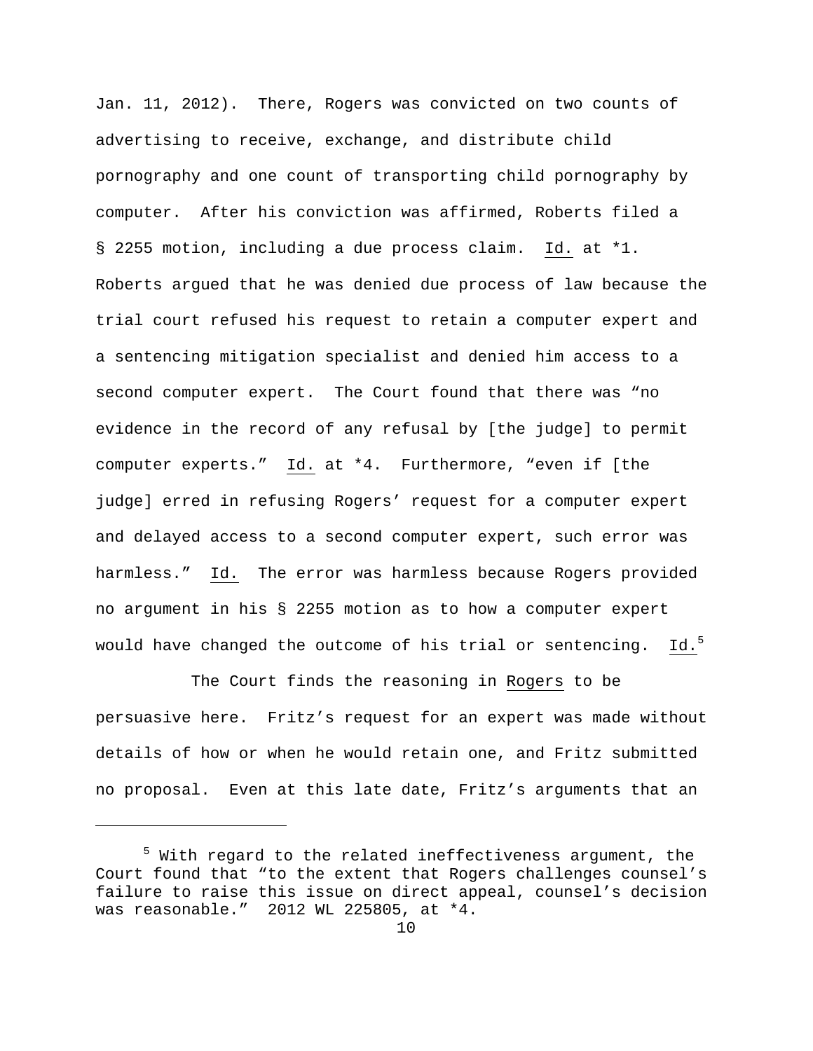Jan. 11, 2012). There, Rogers was convicted on two counts of advertising to receive, exchange, and distribute child pornography and one count of transporting child pornography by computer. After his conviction was affirmed, Roberts filed a § 2255 motion, including a due process claim. Id. at *1. Roberts argued that he was denied due process of law because the trial court refused his request to retain a computer expert and a sentencing mitigation specialist and denied him access to a second computer expert. The Court found that there was "no evidence in the record of any refusal by [the judge] to permit computer experts." Id. at *4. Furthermore, "even if [the judge] erred in refusing Rogers' request for a computer expert and delayed access to a second computer expert, such error was harmless." Id. The error was harmless because Rogers provided no argument in his § 2255 motion as to how a computer expert would have changed the outcome of his trial or sentencing. Id.[5]

The Court finds the reasoning in Rogers to be persuasive here. Fritz's request for an expert was made without details of how or when he would retain one, and Fritz submitted no proposal. Even at this late date, Fritz's arguments that an

---

[5] With regard to the related ineffectiveness argument, the Court found that "to the extent that Rogers challenges counsel's failure to raise this issue on direct appeal, counsel's decision was reasonable." 2012 WL 225805, at *4.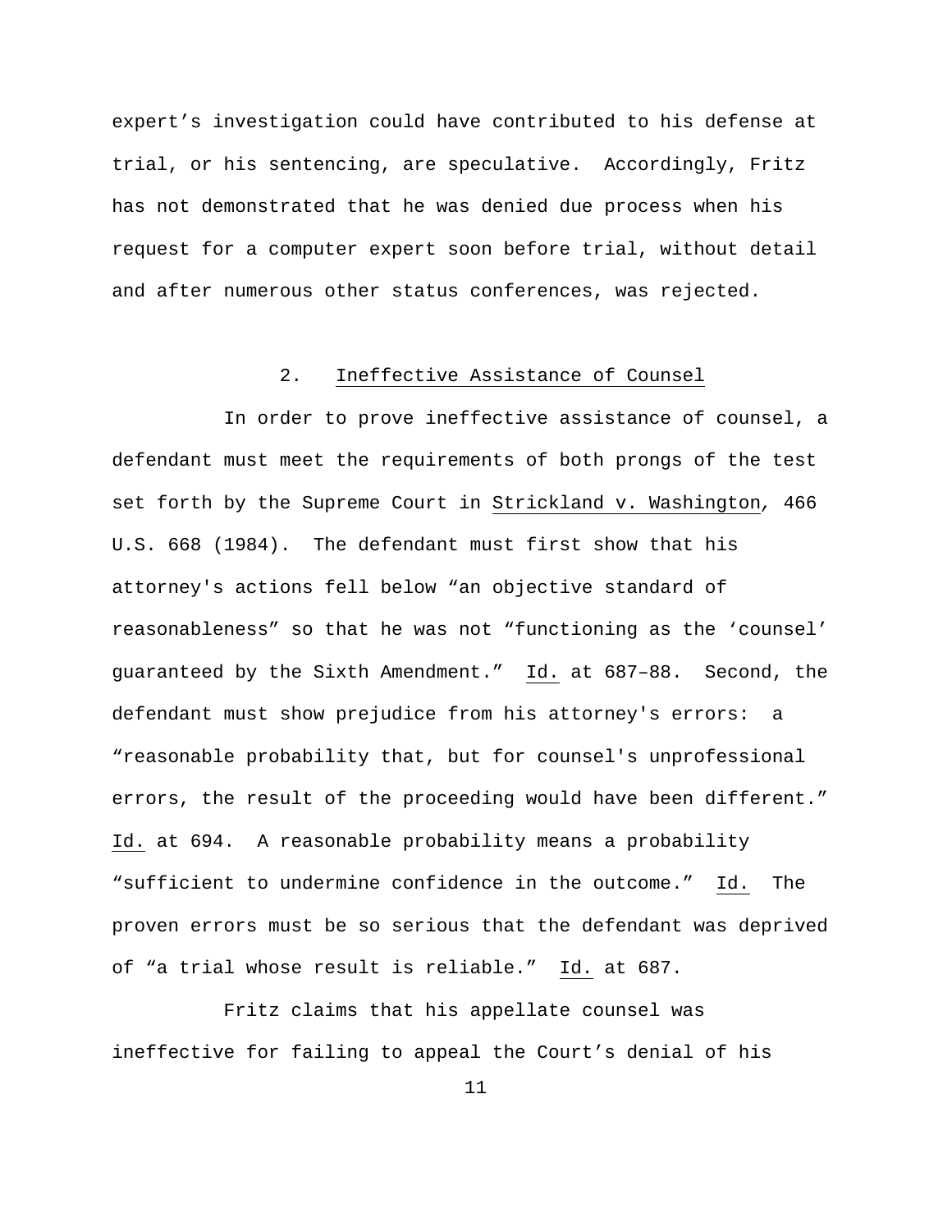expert's investigation could have contributed to his defense at trial, or his sentencing, are speculative. Accordingly, Fritz has not demonstrated that he was denied due process when his request for a computer expert soon before trial, without detail and after numerous other status conferences, was rejected.

### 2. Ineffective Assistance of Counsel

In order to prove ineffective assistance of counsel, a defendant must meet the requirements of both prongs of the test set forth by the Supreme Court in Strickland v. Washington, 466 U.S. 668 (1984). The defendant must first show that his attorney's actions fell below "an objective standard of reasonableness" so that he was not "functioning as the 'counsel' guaranteed by the Sixth Amendment." Id. at 687–88. Second, the defendant must show prejudice from his attorney's errors: a "reasonable probability that, but for counsel's unprofessional errors, the result of the proceeding would have been different." Id. at 694. A reasonable probability means a probability "sufficient to undermine confidence in the outcome." Id. The proven errors must be so serious that the defendant was deprived of "a trial whose result is reliable." Id. at 687.

Fritz claims that his appellate counsel was ineffective for failing to appeal the Court's denial of his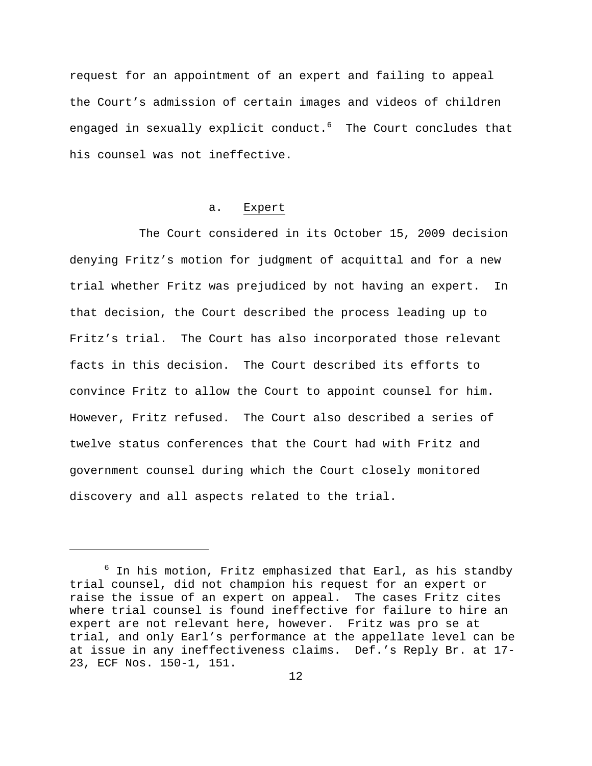request for an appointment of an expert and failing to appeal the Court's admission of certain images and videos of children engaged in sexually explicit conduct.[6] The Court concludes that his counsel was not ineffective.

a. Expert

The Court considered in its October 15, 2009 decision denying Fritz's motion for judgment of acquittal and for a new trial whether Fritz was prejudiced by not having an expert. In that decision, the Court described the process leading up to Fritz's trial. The Court has also incorporated those relevant facts in this decision. The Court described its efforts to convince Fritz to allow the Court to appoint counsel for him. However, Fritz refused. The Court also described a series of twelve status conferences that the Court had with Fritz and government counsel during which the Court closely monitored discovery and all aspects related to the trial.

---

[6] In his motion, Fritz emphasized that Earl, as his standby trial counsel, did not champion his request for an expert or raise the issue of an expert on appeal. The cases Fritz cites where trial counsel is found ineffective for failure to hire an expert are not relevant here, however. Fritz was pro se at trial, and only Earl's performance at the appellate level can be at issue in any ineffectiveness claims. Def.'s Reply Br. at 17-23, ECF Nos. 150-1, 151.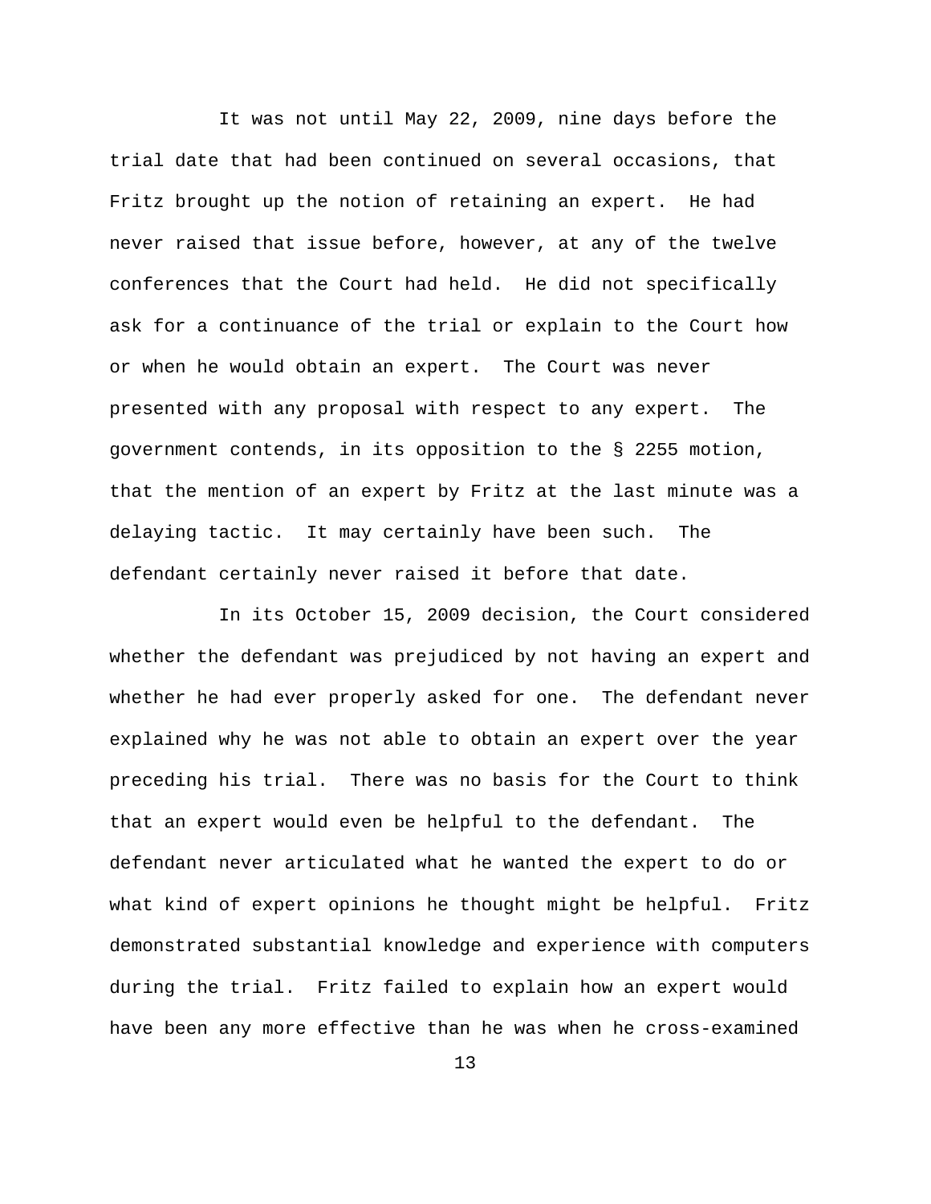It was not until May 22, 2009, nine days before the trial date that had been continued on several occasions, that Fritz brought up the notion of retaining an expert. He had never raised that issue before, however, at any of the twelve conferences that the Court had held. He did not specifically ask for a continuance of the trial or explain to the Court how or when he would obtain an expert. The Court was never presented with any proposal with respect to any expert. The government contends, in its opposition to the § 2255 motion, that the mention of an expert by Fritz at the last minute was a delaying tactic. It may certainly have been such. The defendant certainly never raised it before that date.

In its October 15, 2009 decision, the Court considered whether the defendant was prejudiced by not having an expert and whether he had ever properly asked for one. The defendant never explained why he was not able to obtain an expert over the year preceding his trial. There was no basis for the Court to think that an expert would even be helpful to the defendant. The defendant never articulated what he wanted the expert to do or what kind of expert opinions he thought might be helpful. Fritz demonstrated substantial knowledge and experience with computers during the trial. Fritz failed to explain how an expert would have been any more effective than he was when he cross-examined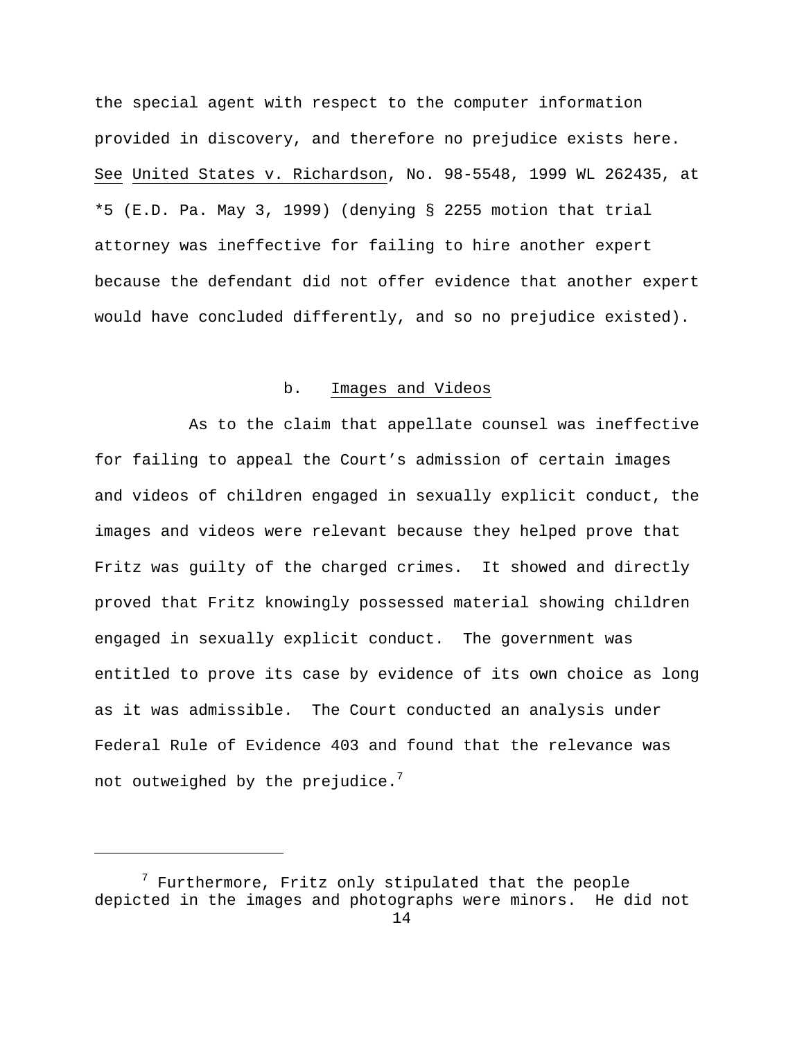the special agent with respect to the computer information provided in discovery, and therefore no prejudice exists here. See United States v. Richardson, No. 98-5548, 1999 WL 262435, at *5 (E.D. Pa. May 3, 1999) (denying § 2255 motion that trial attorney was ineffective for failing to hire another expert because the defendant did not offer evidence that another expert would have concluded differently, and so no prejudice existed).

### b. Images and Videos

As to the claim that appellate counsel was ineffective for failing to appeal the Court's admission of certain images and videos of children engaged in sexually explicit conduct, the images and videos were relevant because they helped prove that Fritz was guilty of the charged crimes. It showed and directly proved that Fritz knowingly possessed material showing children engaged in sexually explicit conduct. The government was entitled to prove its case by evidence of its own choice as long as it was admissible. The Court conducted an analysis under Federal Rule of Evidence 403 and found that the relevance was not outweighed by the prejudice.[7]

---

[7] Furthermore, Fritz only stipulated that the people depicted in the images and photographs were minors. He did not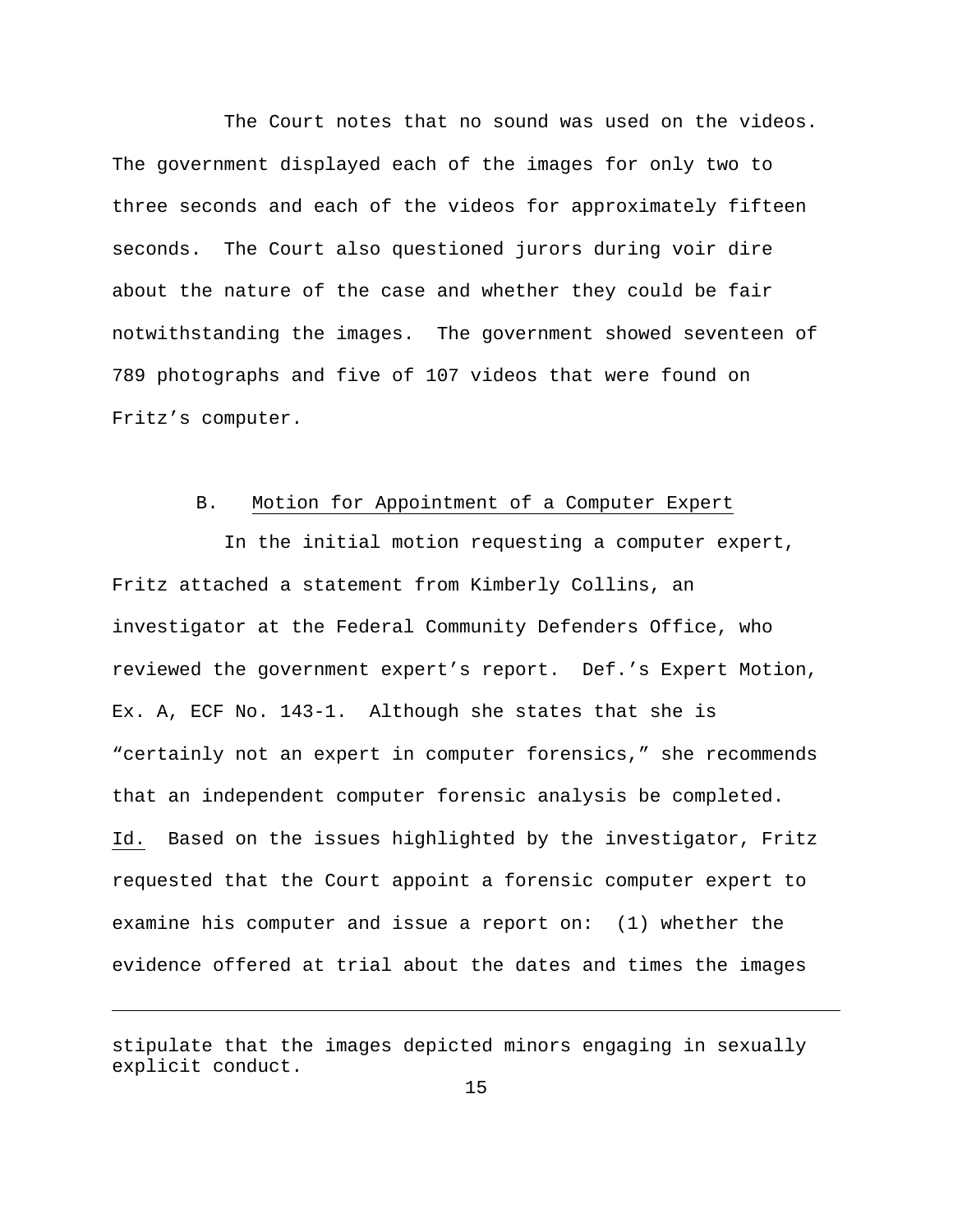The Court notes that no sound was used on the videos. The government displayed each of the images for only two to three seconds and each of the videos for approximately fifteen seconds. The Court also questioned jurors during voir dire about the nature of the case and whether they could be fair notwithstanding the images. The government showed seventeen of 789 photographs and five of 107 videos that were found on Fritz's computer.

### B. Motion for Appointment of a Computer Expert

In the initial motion requesting a computer expert, Fritz attached a statement from Kimberly Collins, an investigator at the Federal Community Defenders Office, who reviewed the government expert's report. Def.'s Expert Motion, Ex. A, ECF No. 143-1. Although she states that she is "certainly not an expert in computer forensics," she recommends that an independent computer forensic analysis be completed. Id. Based on the issues highlighted by the investigator, Fritz requested that the Court appoint a forensic computer expert to examine his computer and issue a report on: (1) whether the evidence offered at trial about the dates and times the images

---

stipulate that the images depicted minors engaging in sexually explicit conduct.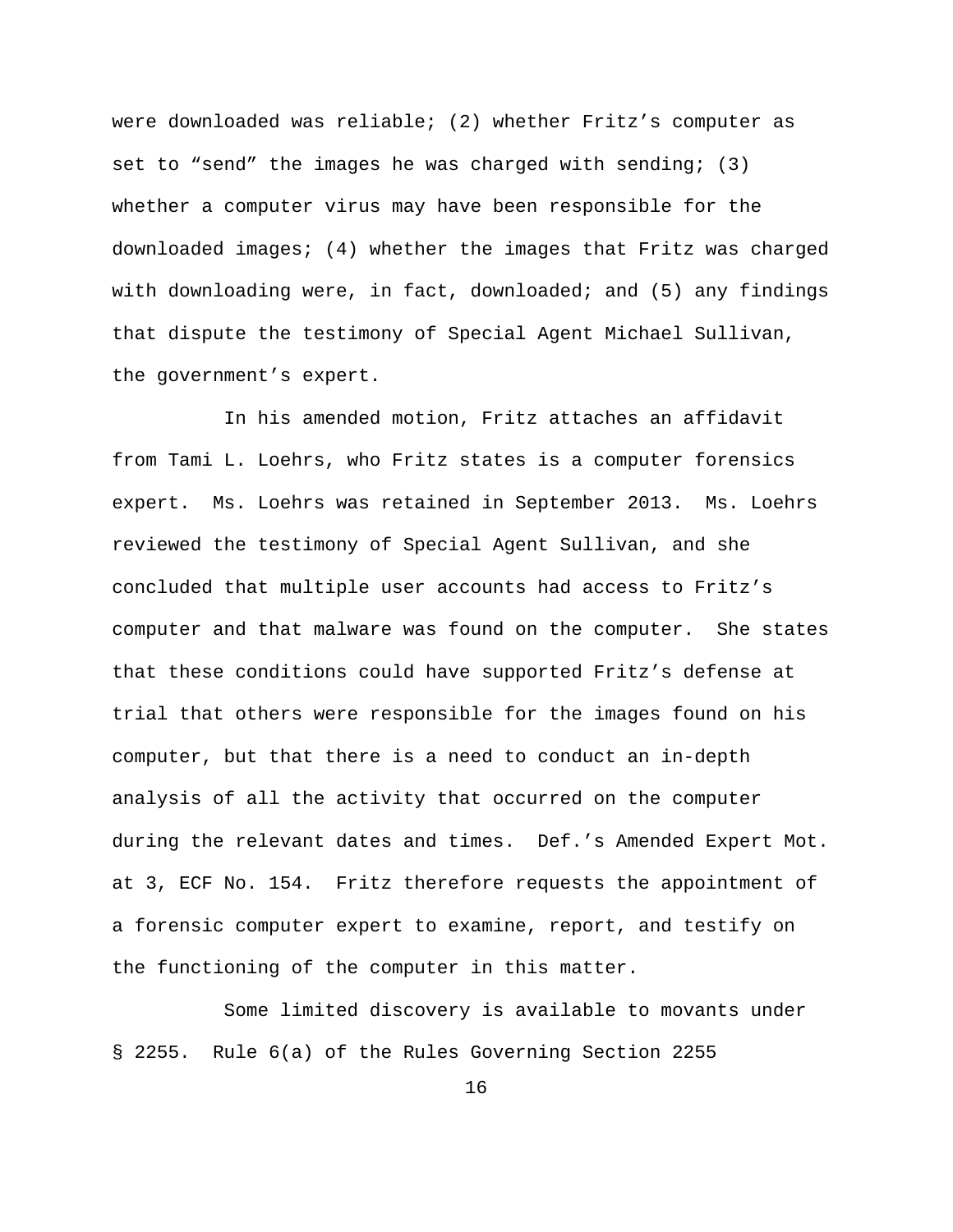were downloaded was reliable; (2) whether Fritz's computer as set to "send" the images he was charged with sending; (3) whether a computer virus may have been responsible for the downloaded images; (4) whether the images that Fritz was charged with downloading were, in fact, downloaded; and (5) any findings that dispute the testimony of Special Agent Michael Sullivan, the government's expert.

In his amended motion, Fritz attaches an affidavit from Tami L. Loehrs, who Fritz states is a computer forensics expert. Ms. Loehrs was retained in September 2013. Ms. Loehrs reviewed the testimony of Special Agent Sullivan, and she concluded that multiple user accounts had access to Fritz's computer and that malware was found on the computer. She states that these conditions could have supported Fritz's defense at trial that others were responsible for the images found on his computer, but that there is a need to conduct an in-depth analysis of all the activity that occurred on the computer during the relevant dates and times. Def.'s Amended Expert Mot. at 3, ECF No. 154. Fritz therefore requests the appointment of a forensic computer expert to examine, report, and testify on the functioning of the computer in this matter.

Some limited discovery is available to movants under § 2255. Rule 6(a) of the Rules Governing Section 2255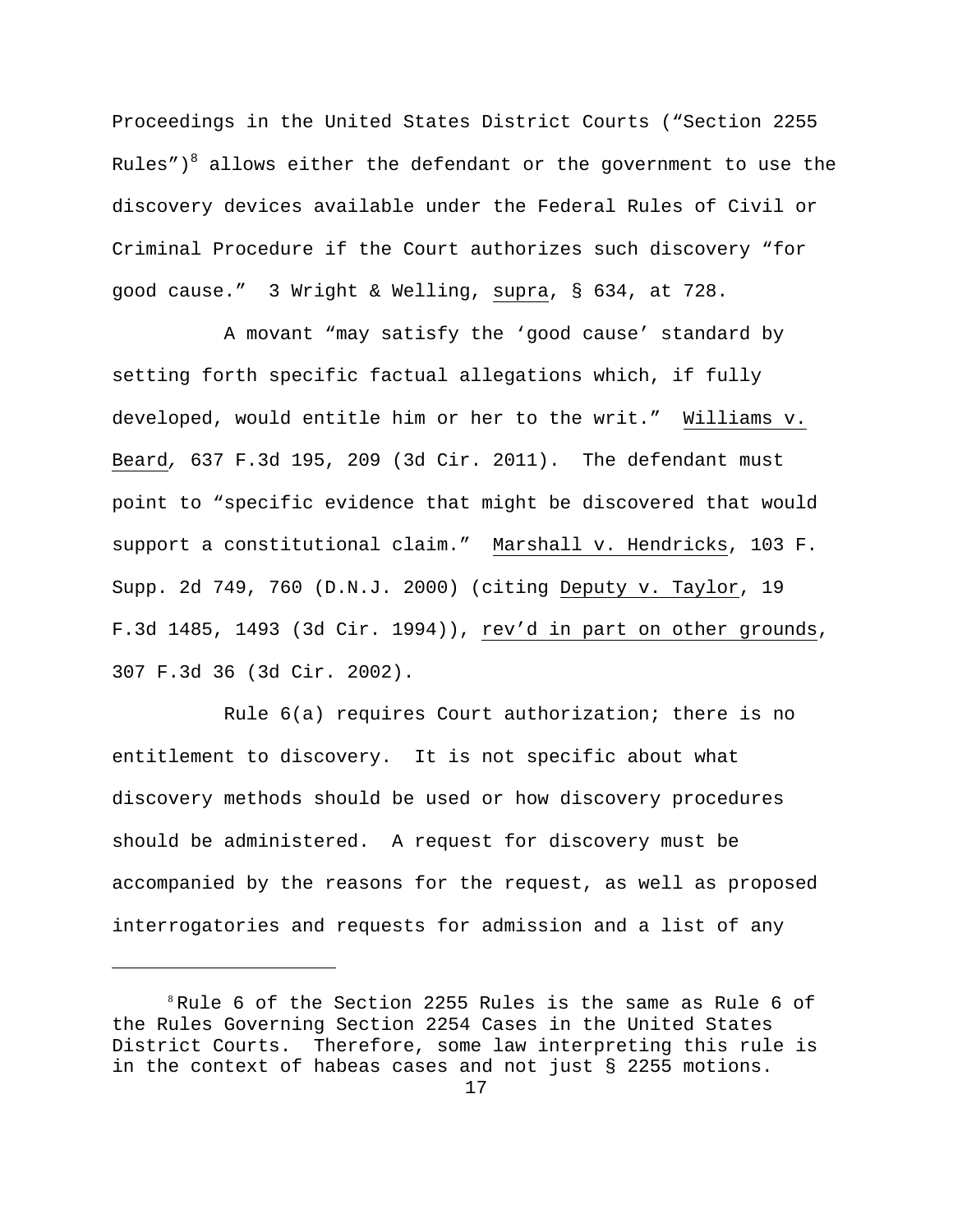Proceedings in the United States District Courts ("Section 2255 Rules")[8] allows either the defendant or the government to use the discovery devices available under the Federal Rules of Civil or Criminal Procedure if the Court authorizes such discovery "for good cause." 3 Wright & Welling, supra, § 634, at 728.

A movant "may satisfy the 'good cause' standard by setting forth specific factual allegations which, if fully developed, would entitle him or her to the writ." Williams v. Beard, 637 F.3d 195, 209 (3d Cir. 2011). The defendant must point to "specific evidence that might be discovered that would support a constitutional claim." Marshall v. Hendricks, 103 F. Supp. 2d 749, 760 (D.N.J. 2000) (citing Deputy v. Taylor, 19 F.3d 1485, 1493 (3d Cir. 1994)), rev'd in part on other grounds, 307 F.3d 36 (3d Cir. 2002).

Rule 6(a) requires Court authorization; there is no entitlement to discovery. It is not specific about what discovery methods should be used or how discovery procedures should be administered. A request for discovery must be accompanied by the reasons for the request, as well as proposed interrogatories and requests for admission and a list of any

---

[8] Rule 6 of the Section 2255 Rules is the same as Rule 6 of the Rules Governing Section 2254 Cases in the United States District Courts. Therefore, some law interpreting this rule is in the context of habeas cases and not just § 2255 motions.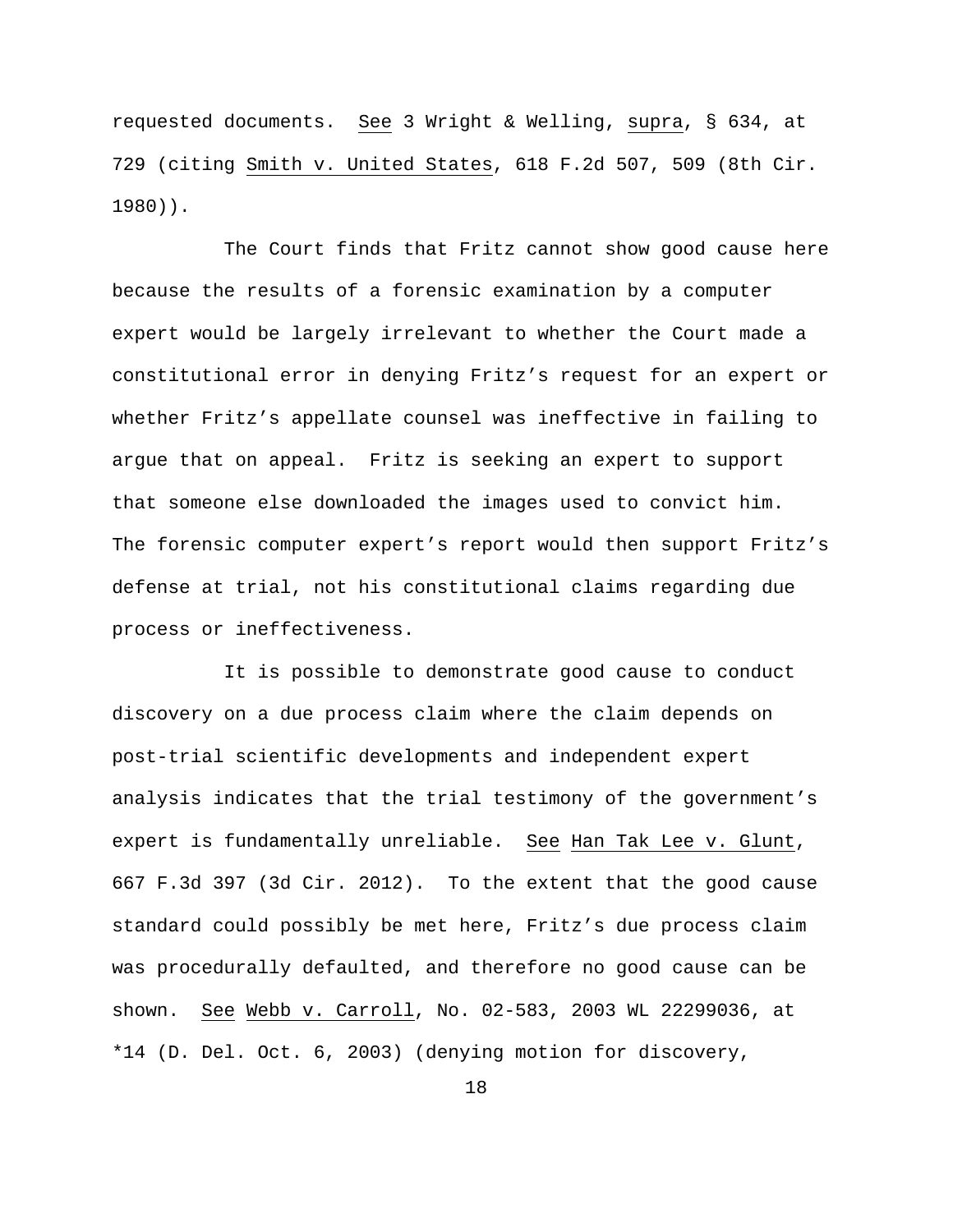requested documents. See 3 Wright & Welling, supra, § 634, at 729 (citing Smith v. United States, 618 F.2d 507, 509 (8th Cir. 1980)).

The Court finds that Fritz cannot show good cause here because the results of a forensic examination by a computer expert would be largely irrelevant to whether the Court made a constitutional error in denying Fritz's request for an expert or whether Fritz's appellate counsel was ineffective in failing to argue that on appeal. Fritz is seeking an expert to support that someone else downloaded the images used to convict him. The forensic computer expert's report would then support Fritz's defense at trial, not his constitutional claims regarding due process or ineffectiveness.

It is possible to demonstrate good cause to conduct discovery on a due process claim where the claim depends on post-trial scientific developments and independent expert analysis indicates that the trial testimony of the government's expert is fundamentally unreliable. See Han Tak Lee v. Glunt, 667 F.3d 397 (3d Cir. 2012). To the extent that the good cause standard could possibly be met here, Fritz's due process claim was procedurally defaulted, and therefore no good cause can be shown. See Webb v. Carroll, No. 02-583, 2003 WL 22299036, at *14 (D. Del. Oct. 6, 2003) (denying motion for discovery,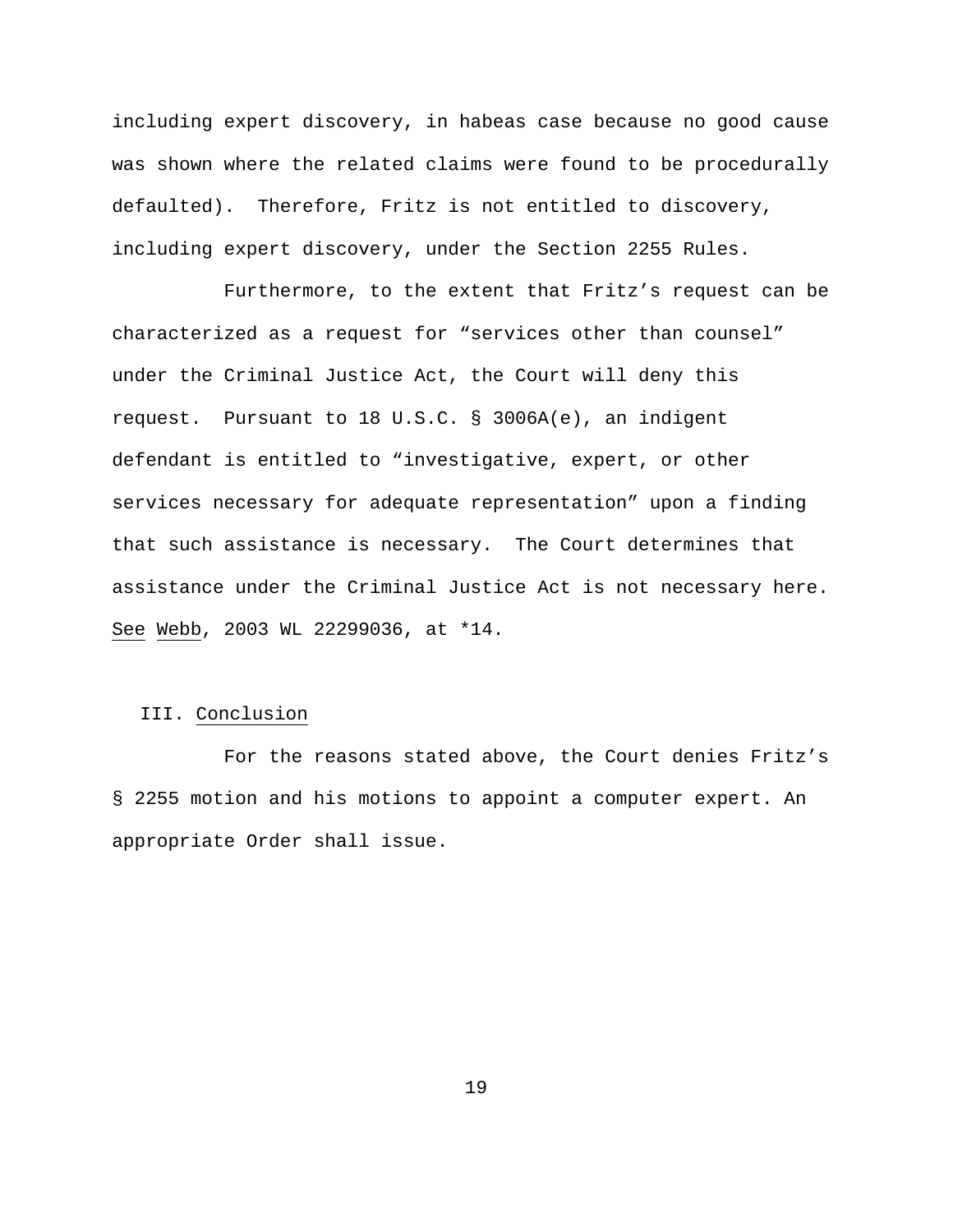including expert discovery, in habeas case because no good cause was shown where the related claims were found to be procedurally defaulted). Therefore, Fritz is not entitled to discovery, including expert discovery, under the Section 2255 Rules.

Furthermore, to the extent that Fritz's request can be characterized as a request for "services other than counsel" under the Criminal Justice Act, the Court will deny this request. Pursuant to 18 U.S.C. § 3006A(e), an indigent defendant is entitled to "investigative, expert, or other services necessary for adequate representation" upon a finding that such assistance is necessary. The Court determines that assistance under the Criminal Justice Act is not necessary here. See Webb, 2003 WL 22299036, at *14.

## III. Conclusion

For the reasons stated above, the Court denies Fritz's § 2255 motion and his motions to appoint a computer expert. An appropriate Order shall issue.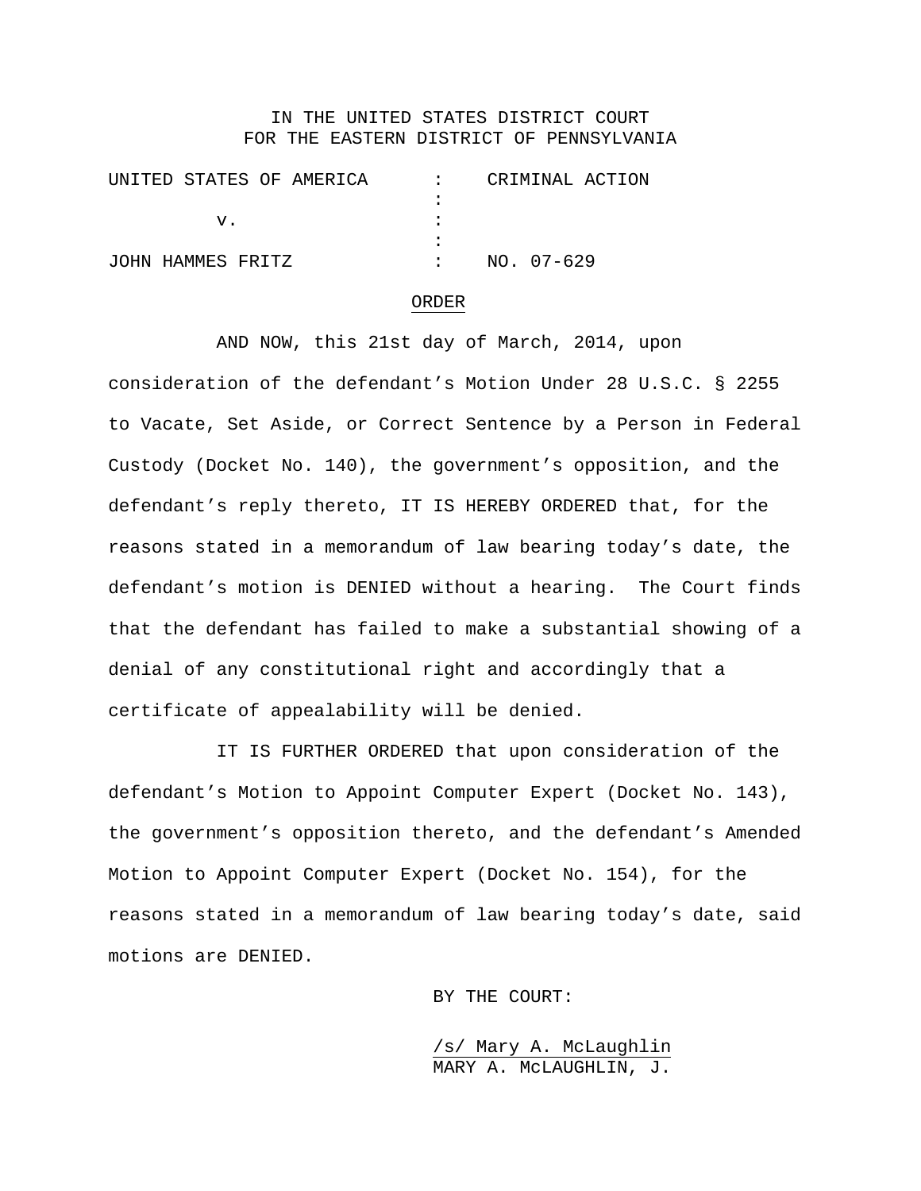IN THE UNITED STATES DISTRICT COURT
FOR THE EASTERN DISTRICT OF PENNSYLVANIA

| | | |
|---|---|---|
| UNITED STATES OF AMERICA | : | CRIMINAL ACTION |
| | : | |
| v. | : | |
| | : | |
| JOHN HAMMES FRITZ | : | NO. 07-629 |

ORDER

AND NOW, this 21st day of March, 2014, upon consideration of the defendant's Motion Under 28 U.S.C. § 2255 to Vacate, Set Aside, or Correct Sentence by a Person in Federal Custody (Docket No. 140), the government's opposition, and the defendant's reply thereto, IT IS HEREBY ORDERED that, for the reasons stated in a memorandum of law bearing today's date, the defendant's motion is DENIED without a hearing. The Court finds that the defendant has failed to make a substantial showing of a denial of any constitutional right and accordingly that a certificate of appealability will be denied.

IT IS FURTHER ORDERED that upon consideration of the defendant's Motion to Appoint Computer Expert (Docket No. 143), the government's opposition thereto, and the defendant's Amended Motion to Appoint Computer Expert (Docket No. 154), for the reasons stated in a memorandum of law bearing today's date, said motions are DENIED.

BY THE COURT:

/s/ Mary A. McLaughlin
MARY A. McLAUGHLIN, J.